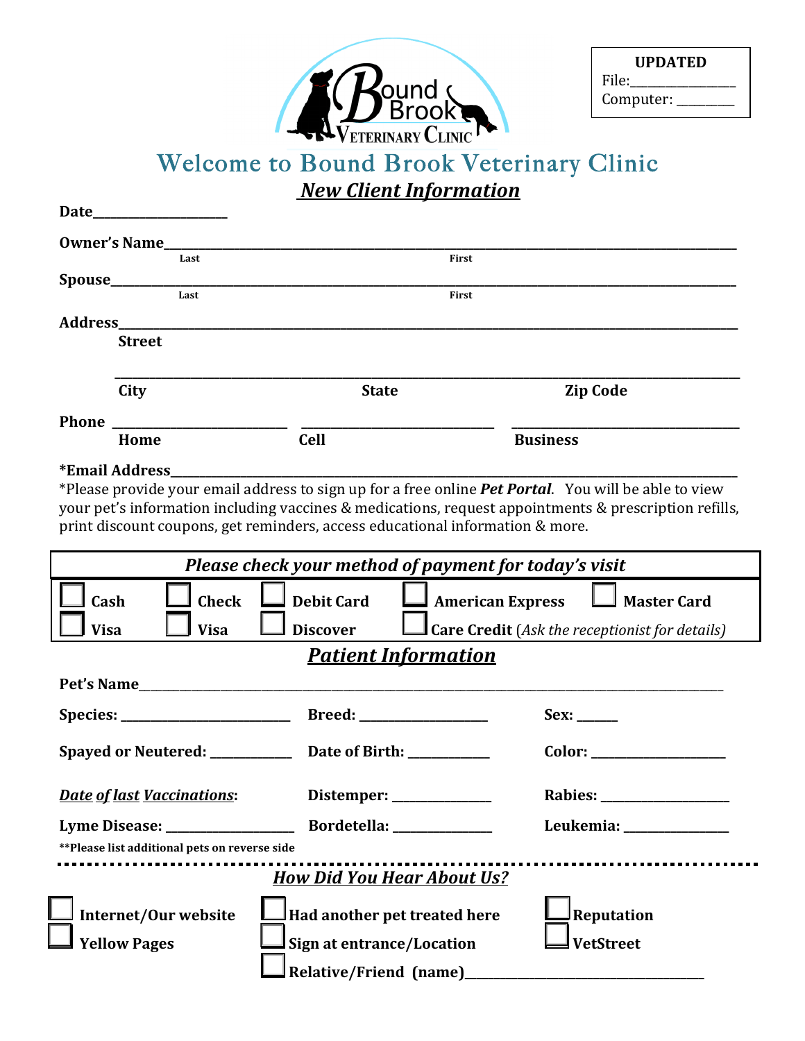**UPDATED**
File:_______________
Computer: _________

# Welcome to Bound Brook Veterinary Clinic

## *New Client Information*

**Date**____________________

**Owner's Name**______________________________________________________________
Last First

**Spouse**______________________________________________________________
Last First

**Address**______________________________________________________________
**Street**

______________________________________________________________
**City** **State** **Zip Code**

**Phone** ________________________ ________________________ ________________________
**Home** **Cell** **Business**

***Email Address**______________________________________________________________

*Please provide your email address to sign up for a free online ***Pet Portal***. You will be able to view your pet's information including vaccines & medications, request appointments & prescription refills, print discount coupons, get reminders, access educational information & more.

***Please check your method of payment for today's visit***

☐ **Cash** ☐ **Check** ☐ **Debit Card** ☐ **American Express** ☐ **Master Card**
☐ **Visa** ☐ **Visa** ☐ **Discover** ☐ **Care Credit** (*Ask the receptionist for details*)

## ***Patient Information***

**Pet's Name**______________________________________________________________

**Species:** ________________________ **Breed:** ____________________ **Sex:** ______

**Spayed or Neutered:** ____________ **Date of Birth:** ____________ **Color:** ____________________

***Date of last Vaccinations*:** **Distemper:** ______________ **Rabies:** ____________________

**Lyme Disease:** ____________________ **Bordetella:** ______________ **Leukemia:** ________________

****Please list additional pets on reverse side**

## ***How Did You Hear About Us?***

☐ **Internet/Our website** ☐ **Had another pet treated here** ☐ **Reputation**
☐ **Yellow Pages** ☐ **Sign at entrance/Location** ☐ **VetStreet**
☐ **Relative/Friend (name)**____________________________________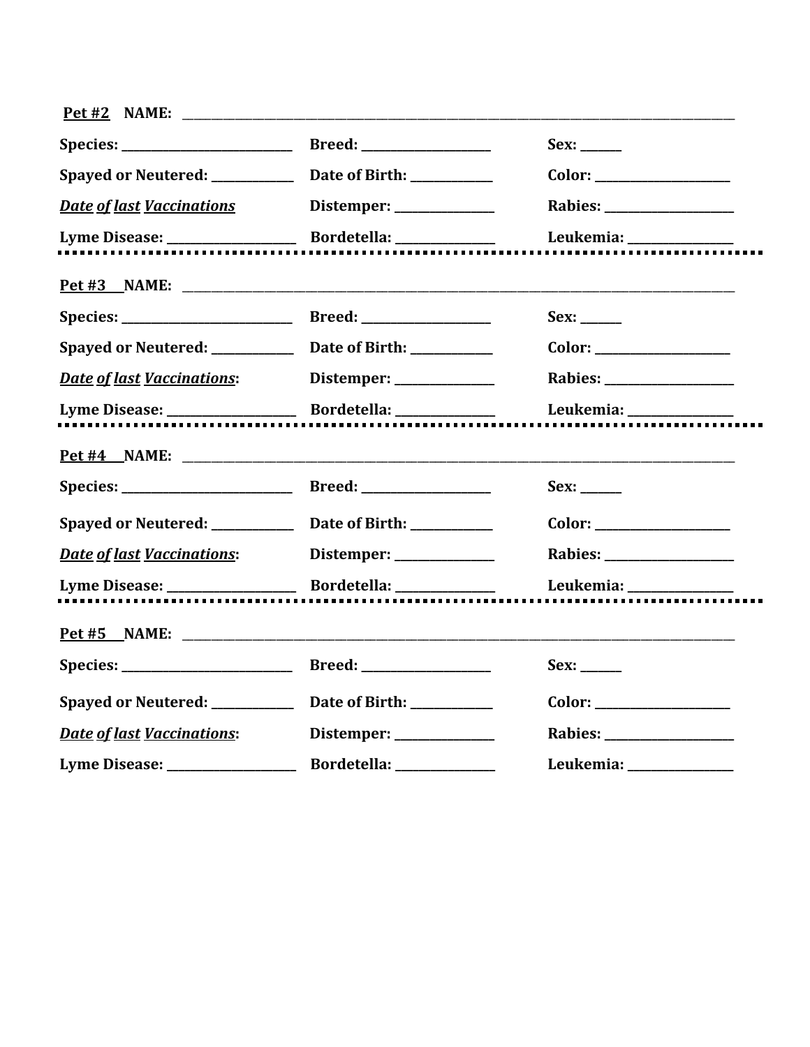**Pet #2** **NAME:** ______________________________________________________________________________

**Species:** ________________________ **Breed:** __________________ **Sex:** _____

**Spayed or Neutered:** ___________ **Date of Birth:** ___________ **Color:** ___________________

***Date of last Vaccinations*** **Distemper:** ______________ **Rabies:** ___________________

**Lyme Disease:** __________________ **Bordetella:** ______________ **Leukemia:** _______________

---

**Pet #3** **NAME:** ______________________________________________________________________________

**Species:** ________________________ **Breed:** __________________ **Sex:** _____

**Spayed or Neutered:** ___________ **Date of Birth:** ___________ **Color:** ___________________

***Date of last Vaccinations*:** **Distemper:** ______________ **Rabies:** ___________________

**Lyme Disease:** __________________ **Bordetella:** ______________ **Leukemia:** _______________

---

**Pet #4** **NAME:** ______________________________________________________________________________

**Species:** ________________________ **Breed:** __________________ **Sex:** _____

**Spayed or Neutered:** ___________ **Date of Birth:** ___________ **Color:** ___________________

***Date of last Vaccinations*:** **Distemper:** ______________ **Rabies:** ___________________

**Lyme Disease:** __________________ **Bordetella:** ______________ **Leukemia:** _______________

---

**Pet #5** **NAME:** ______________________________________________________________________________

**Species:** ________________________ **Breed:** __________________ **Sex:** _____

**Spayed or Neutered:** ___________ **Date of Birth:** ___________ **Color:** ___________________

***Date of last Vaccinations*:** **Distemper:** ______________ **Rabies:** ___________________

**Lyme Disease:** __________________ **Bordetella:** ______________ **Leukemia:** _______________